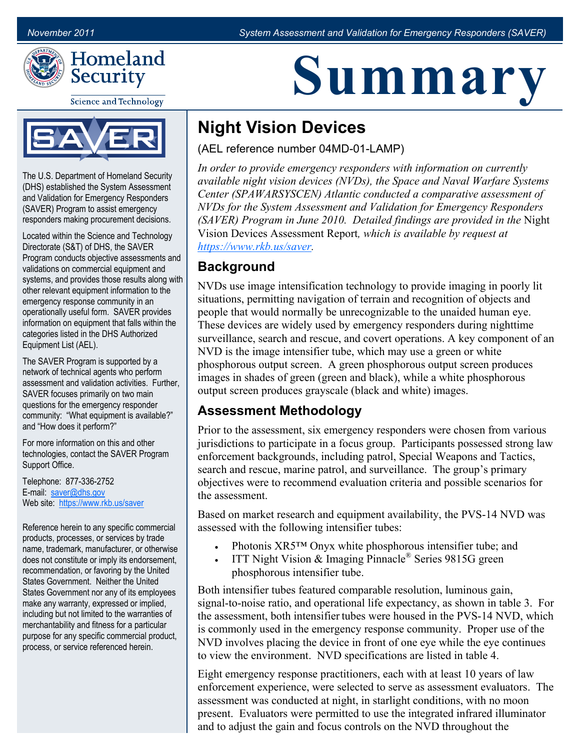# Summary

## Night Vision Devices

(AEL reference number 04MD-01-LAMP)

*In order to provide emergency responders with information on currently available night vision devices (NVDs), the Space and Naval Warfare Systems Center (SPAWARSYSCEN) Atlantic conducted a comparative assessment of NVDs for the System Assessment and Validation for Emergency Responders (SAVER) Program in June 2010. Detailed findings are provided in the* Night Vision Devices Assessment Report*, which is available by request at [https://www.rkb.us/saver](https://www.rkb.us/saver).*

### Background

NVDs use image intensification technology to provide imaging in poorly lit situations, permitting navigation of terrain and recognition of objects and people that would normally be unrecognizable to the unaided human eye. These devices are widely used by emergency responders during nighttime surveillance, search and rescue, and covert operations. A key component of an NVD is the image intensifier tube, which may use a green or white phosphorous output screen. A green phosphorous output screen produces images in shades of green (green and black), while a white phosphorous output screen produces grayscale (black and white) images.

### Assessment Methodology

Prior to the assessment, six emergency responders were chosen from various jurisdictions to participate in a focus group. Participants possessed strong law enforcement backgrounds, including patrol, Special Weapons and Tactics, search and rescue, marine patrol, and surveillance. The group's primary objectives were to recommend evaluation criteria and possible scenarios for the assessment.

Based on market research and equipment availability, the PVS-14 NVD was assessed with the following intensifier tubes:

- Photonis XR5™ Onyx white phosphorous intensifier tube; and
- ITT Night Vision & Imaging Pinnacle® Series 9815G green phosphorous intensifier tube.

Both intensifier tubes featured comparable resolution, luminous gain, signal-to-noise ratio, and operational life expectancy, as shown in table 3. For the assessment, both intensifier tubes were housed in the PVS-14 NVD, which is commonly used in the emergency response community. Proper use of the NVD involves placing the device in front of one eye while the eye continues to view the environment. NVD specifications are listed in table 4.

Eight emergency response practitioners, each with at least 10 years of law enforcement experience, were selected to serve as assessment evaluators. The assessment was conducted at night, in starlight conditions, with no moon present. Evaluators were permitted to use the integrated infrared illuminator and to adjust the gain and focus controls on the NVD throughout the

---

The U.S. Department of Homeland Security (DHS) established the System Assessment and Validation for Emergency Responders (SAVER) Program to assist emergency responders making procurement decisions.

Located within the Science and Technology Directorate (S&T) of DHS, the SAVER Program conducts objective assessments and validations on commercial equipment and systems, and provides those results along with other relevant equipment information to the emergency response community in an operationally useful form. SAVER provides information on equipment that falls within the categories listed in the DHS Authorized Equipment List (AEL).

The SAVER Program is supported by a network of technical agents who perform assessment and validation activities. Further, SAVER focuses primarily on two main questions for the emergency responder community: "What equipment is available?" and "How does it perform?"

For more information on this and other technologies, contact the SAVER Program Support Office.

Telephone: 877-336-2752
E-mail: [saver@dhs.gov](mailto:saver@dhs.gov)
Web site: [https://www.rkb.us/saver](https://www.rkb.us/saver)

Reference herein to any specific commercial products, processes, or services by trade name, trademark, manufacturer, or otherwise does not constitute or imply its endorsement, recommendation, or favoring by the United States Government. Neither the United States Government nor any of its employees make any warranty, expressed or implied, including but not limited to the warranties of merchantability and fitness for a particular purpose for any specific commercial product, process, or service referenced herein.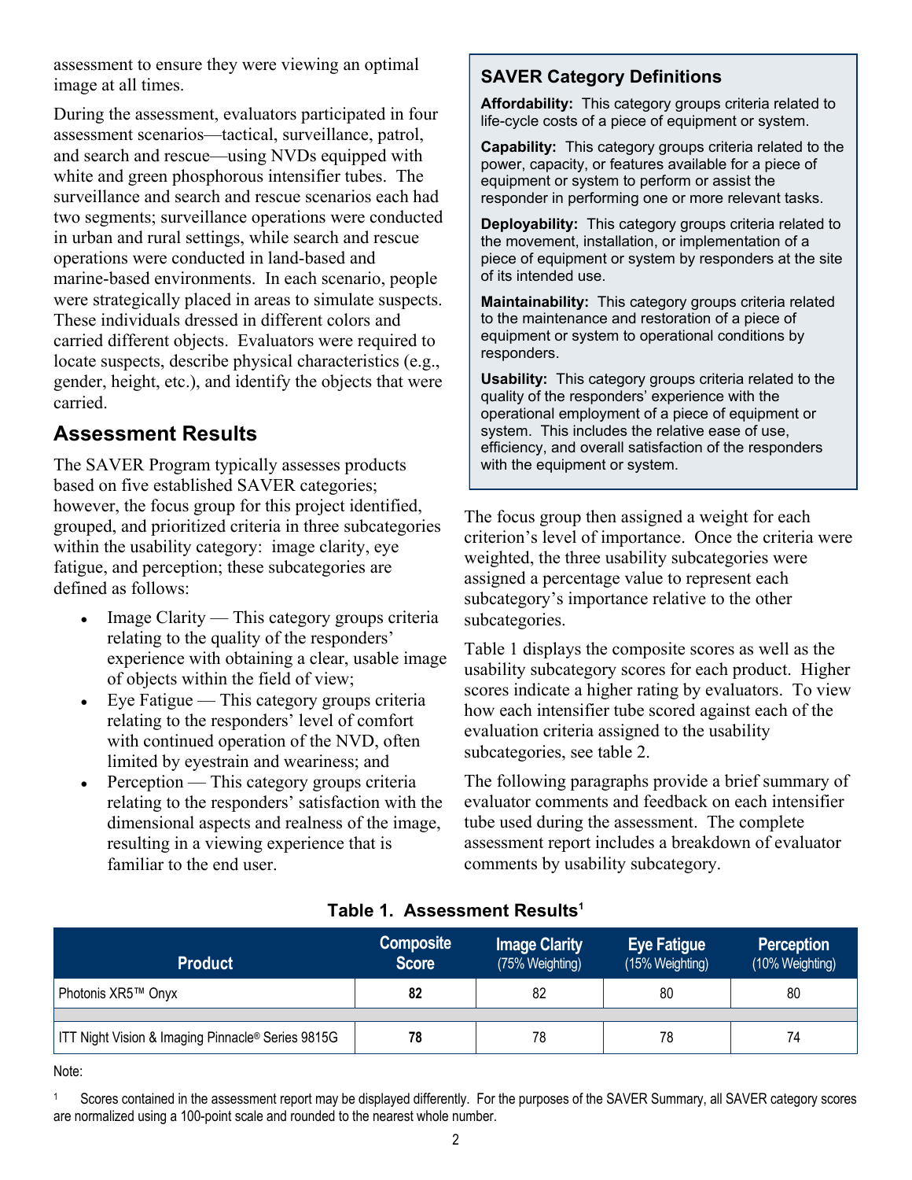assessment to ensure they were viewing an optimal image at all times.

During the assessment, evaluators participated in four assessment scenarios—tactical, surveillance, patrol, and search and rescue—using NVDs equipped with white and green phosphorous intensifier tubes. The surveillance and search and rescue scenarios each had two segments; surveillance operations were conducted in urban and rural settings, while search and rescue operations were conducted in land-based and marine-based environments. In each scenario, people were strategically placed in areas to simulate suspects. These individuals dressed in different colors and carried different objects. Evaluators were required to locate suspects, describe physical characteristics (e.g., gender, height, etc.), and identify the objects that were carried.

## Assessment Results

The SAVER Program typically assesses products based on five established SAVER categories; however, the focus group for this project identified, grouped, and prioritized criteria in three subcategories within the usability category: image clarity, eye fatigue, and perception; these subcategories are defined as follows:

- Image Clarity — This category groups criteria relating to the quality of the responders' experience with obtaining a clear, usable image of objects within the field of view;
- Eye Fatigue — This category groups criteria relating to the responders' level of comfort with continued operation of the NVD, often limited by eyestrain and weariness; and
- Perception — This category groups criteria relating to the responders' satisfaction with the dimensional aspects and realness of the image, resulting in a viewing experience that is familiar to the end user.

### SAVER Category Definitions

**Affordability:** This category groups criteria related to life-cycle costs of a piece of equipment or system.

**Capability:** This category groups criteria related to the power, capacity, or features available for a piece of equipment or system to perform or assist the responder in performing one or more relevant tasks.

**Deployability:** This category groups criteria related to the movement, installation, or implementation of a piece of equipment or system by responders at the site of its intended use.

**Maintainability:** This category groups criteria related to the maintenance and restoration of a piece of equipment or system to operational conditions by responders.

**Usability:** This category groups criteria related to the quality of the responders' experience with the operational employment of a piece of equipment or system. This includes the relative ease of use, efficiency, and overall satisfaction of the responders with the equipment or system.

The focus group then assigned a weight for each criterion's level of importance. Once the criteria were weighted, the three usability subcategories were assigned a percentage value to represent each subcategory's importance relative to the other subcategories.

Table 1 displays the composite scores as well as the usability subcategory scores for each product. Higher scores indicate a higher rating by evaluators. To view how each intensifier tube scored against each of the evaluation criteria assigned to the usability subcategories, see table 2.

The following paragraphs provide a brief summary of evaluator comments and feedback on each intensifier tube used during the assessment. The complete assessment report includes a breakdown of evaluator comments by usability subcategory.

**Table 1. Assessment Results[1]**

| Product | Composite Score | Image Clarity (75% Weighting) | Eye Fatigue (15% Weighting) | Perception (10% Weighting) |
|---|---|---|---|---|
| Photonis XR5™ Onyx | **82** | 82 | 80 | 80 |
| ITT Night Vision & Imaging Pinnacle® Series 9815G | **78** | 78 | 78 | 74 |

Note:

[1] Scores contained in the assessment report may be displayed differently. For the purposes of the SAVER Summary, all SAVER category scores are normalized using a 100-point scale and rounded to the nearest whole number.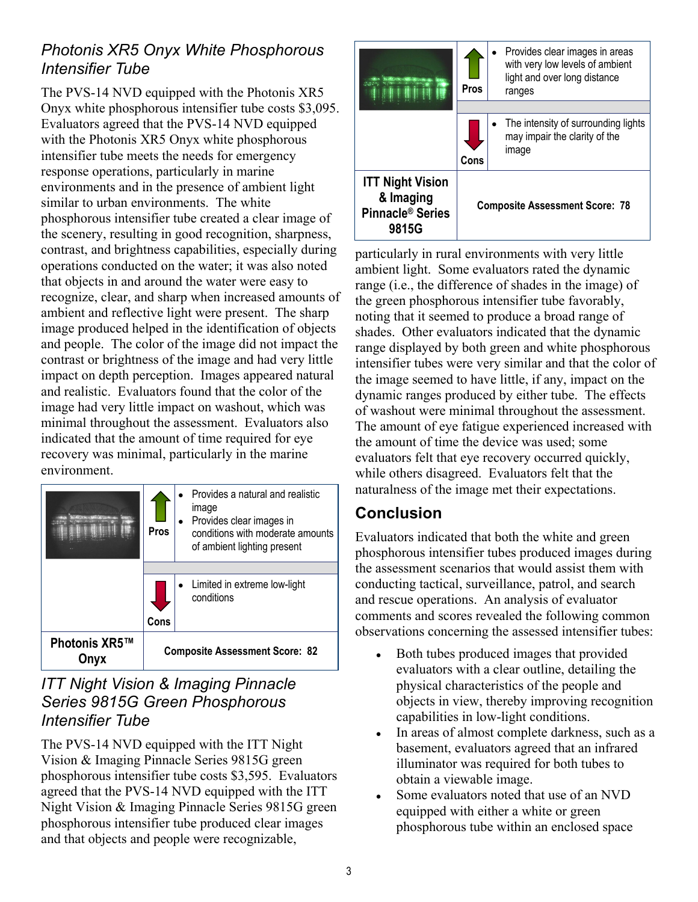### Photonis XR5 Onyx White Phosphorous Intensifier Tube

The PVS-14 NVD equipped with the Photonis XR5 Onyx white phosphorous intensifier tube costs $3,095. Evaluators agreed that the PVS-14 NVD equipped with the Photonis XR5 Onyx white phosphorous intensifier tube meets the needs for emergency response operations, particularly in marine environments and in the presence of ambient light similar to urban environments. The white phosphorous intensifier tube created a clear image of the scenery, resulting in good recognition, sharpness, contrast, and brightness capabilities, especially during operations conducted on the water; it was also noted that objects in and around the water were easy to recognize, clear, and sharp when increased amounts of ambient and reflective light were present. The sharp image produced helped in the identification of objects and people. The color of the image did not impact the contrast or brightness of the image and had very little impact on depth perception. Images appeared natural and realistic. Evaluators found that the color of the image had very little impact on washout, which was minimal throughout the assessment. Evaluators also indicated that the amount of time required for eye recovery was minimal, particularly in the marine environment.

| | | |
|---|---|---|
| | Pros | • Provides a natural and realistic image<br>• Provides clear images in conditions with moderate amounts of ambient lighting present |
| | Cons | • Limited in extreme low-light conditions |
| **Photonis XR5™ Onyx** | **Composite Assessment Score: 82** | |

### ITT Night Vision & Imaging Pinnacle Series 9815G Green Phosphorous Intensifier Tube

The PVS-14 NVD equipped with the ITT Night Vision & Imaging Pinnacle Series 9815G green phosphorous intensifier tube costs $3,595. Evaluators agreed that the PVS-14 NVD equipped with the ITT Night Vision & Imaging Pinnacle Series 9815G green phosphorous intensifier tube produced clear images and that objects and people were recognizable, particularly in rural environments with very little ambient light. Some evaluators rated the dynamic range (i.e., the difference of shades in the image) of the green phosphorous intensifier tube favorably, noting that it seemed to produce a broad range of shades. Other evaluators indicated that the dynamic range displayed by both green and white phosphorous intensifier tubes were very similar and that the color of the image seemed to have little, if any, impact on the dynamic ranges produced by either tube. The effects of washout were minimal throughout the assessment. The amount of eye fatigue experienced increased with the amount of time the device was used; some evaluators felt that eye recovery occurred quickly, while others disagreed. Evaluators felt that the naturalness of the image met their expectations.

| | | |
|---|---|---|
| | Pros | • Provides clear images in areas with very low levels of ambient light and over long distance ranges |
| | Cons | • The intensity of surrounding lights may impair the clarity of the image |
| **ITT Night Vision & Imaging Pinnacle® Series 9815G** | **Composite Assessment Score: 78** | |

## Conclusion

Evaluators indicated that both the white and green phosphorous intensifier tubes produced images during the assessment scenarios that would assist them with conducting tactical, surveillance, patrol, and search and rescue operations. An analysis of evaluator comments and scores revealed the following common observations concerning the assessed intensifier tubes:

- Both tubes produced images that provided evaluators with a clear outline, detailing the physical characteristics of the people and objects in view, thereby improving recognition capabilities in low-light conditions.
- In areas of almost complete darkness, such as a basement, evaluators agreed that an infrared illuminator was required for both tubes to obtain a viewable image.
- Some evaluators noted that use of an NVD equipped with either a white or green phosphorous tube within an enclosed space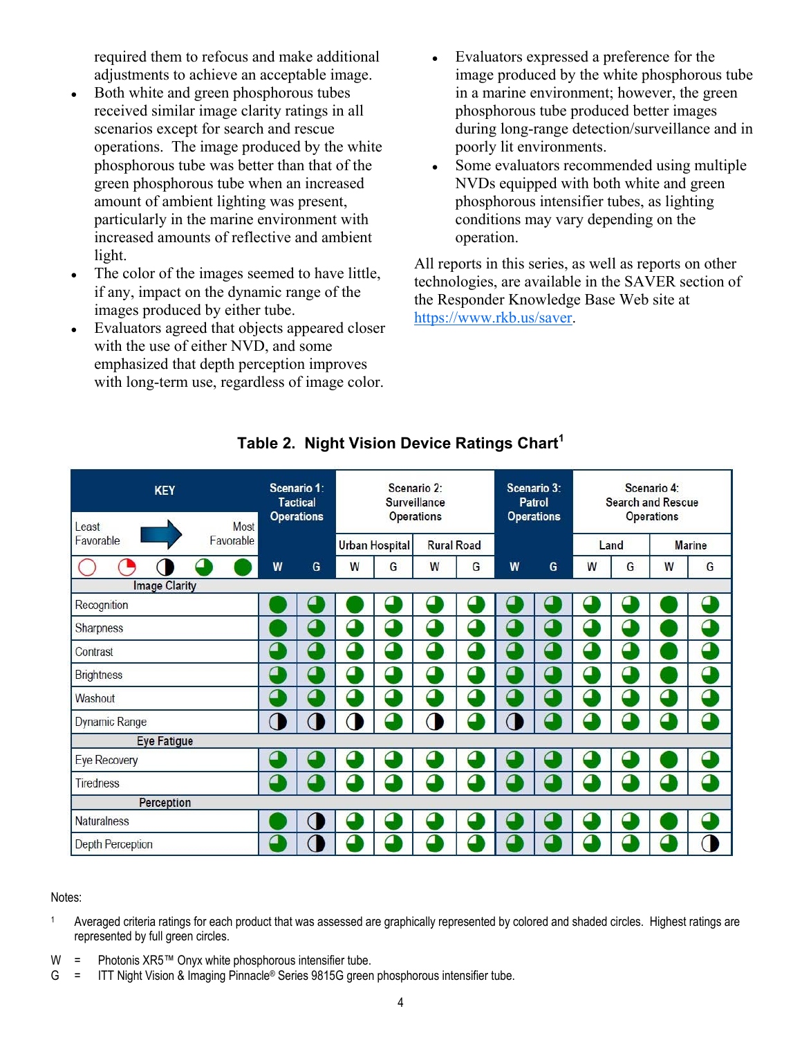required them to refocus and make additional adjustments to achieve an acceptable image.

- Both white and green phosphorous tubes received similar image clarity ratings in all scenarios except for search and rescue operations. The image produced by the white phosphorous tube was better than that of the green phosphorous tube when an increased amount of ambient lighting was present, particularly in the marine environment with increased amounts of reflective and ambient light.
- The color of the images seemed to have little, if any, impact on the dynamic range of the images produced by either tube.
- Evaluators agreed that objects appeared closer with the use of either NVD, and some emphasized that depth perception improves with long-term use, regardless of image color.
- Evaluators expressed a preference for the image produced by the white phosphorous tube in a marine environment; however, the green phosphorous tube produced better images during long-range detection/surveillance and in poorly lit environments.
- Some evaluators recommended using multiple NVDs equipped with both white and green phosphorous intensifier tubes, as lighting conditions may vary depending on the operation.

All reports in this series, as well as reports on other technologies, are available in the SAVER section of the Responder Knowledge Base Web site at https://www.rkb.us/saver.

## Table 2. Night Vision Device Ratings Chart[1]

KEY: Least Favorable → Most Favorable: ○ ◔ ◑ ◕ ●

| KEY | Scenario 1: Tactical Operations | | Scenario 2: Surveillance Operations | | | | Scenario 3: Patrol Operations | | Scenario 4: Search and Rescue Operations | | | |
|---|---|---|---|---|---|---|---|---|---|---|---|---|
| | | | Urban Hospital | | Rural Road | | | | Land | | Marine | |
| | W | G | W | G | W | G | W | G | W | G | W | G |
| **Image Clarity** | | | | | | | | | | | | |
| Recognition | ● | ◕ | ● | ◕ | ◕ | ◕ | ◕ | ◕ | ◕ | ◕ | ● | ◕ |
| Sharpness | ● | ◕ | ◕ | ◕ | ◕ | ◕ | ◕ | ◕ | ◕ | ◕ | ● | ◕ |
| Contrast | ◕ | ◕ | ◕ | ◕ | ◕ | ◕ | ◕ | ◕ | ◕ | ◕ | ● | ◕ |
| Brightness | ◕ | ◕ | ◕ | ◕ | ◕ | ◕ | ◕ | ◕ | ◕ | ◕ | ● | ◕ |
| Washout | ◕ | ◕ | ◕ | ◕ | ◕ | ◕ | ◕ | ◕ | ◕ | ◕ | ◕ | ◕ |
| Dynamic Range | ◑ | ◑ | ◑ | ◕ | ◑ | ◕ | ◑ | ◕ | ◕ | ◕ | ◕ | ◕ |
| **Eye Fatigue** | | | | | | | | | | | | |
| Eye Recovery | ◕ | ◕ | ◕ | ◕ | ◕ | ◕ | ◕ | ◕ | ◕ | ◕ | ● | ◕ |
| Tiredness | ◕ | ◕ | ◕ | ◕ | ◕ | ◕ | ◕ | ◕ | ◕ | ◕ | ◕ | ◕ |
| **Perception** | | | | | | | | | | | | |
| Naturalness | ● | ◑ | ◕ | ◕ | ◕ | ◕ | ◕ | ◕ | ◕ | ◕ | ● | ◕ |
| Depth Perception | ◕ | ◑ | ◕ | ◕ | ◕ | ◕ | ◕ | ◕ | ◕ | ◕ | ◕ | ◑ |

Notes:

[1] Averaged criteria ratings for each product that was assessed are graphically represented by colored and shaded circles. Highest ratings are represented by full green circles.

W = Photonis XR5™ Onyx white phosphorous intensifier tube.
G = ITT Night Vision & Imaging Pinnacle® Series 9815G green phosphorous intensifier tube.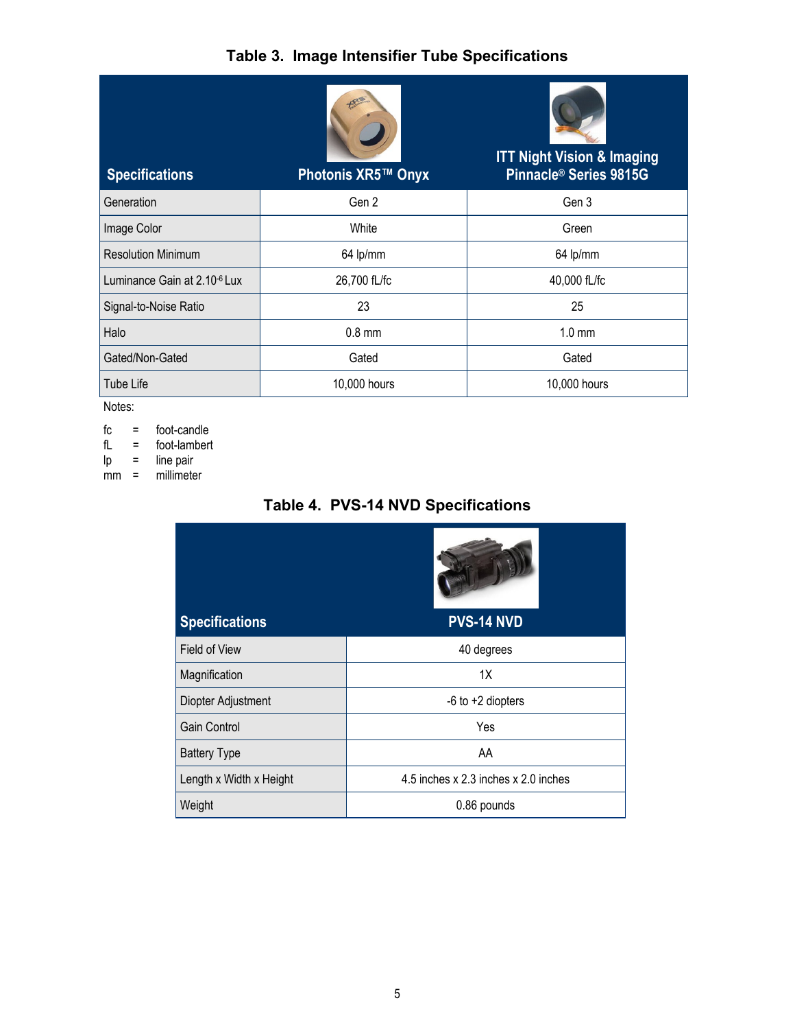**Table 3. Image Intensifier Tube Specifications**

| Specifications | Photonis XR5™ Onyx | ITT Night Vision & Imaging Pinnacle® Series 9815G |
|---|---|---|
| Generation | Gen 2 | Gen 3 |
| Image Color | White | Green |
| Resolution Minimum | 64 lp/mm | 64 lp/mm |
| Luminance Gain at $2.10^{-6}$ Lux | 26,700 fL/fc | 40,000 fL/fc |
| Signal-to-Noise Ratio | 23 | 25 |
| Halo | 0.8 mm | 1.0 mm |
| Gated/Non-Gated | Gated | Gated |
| Tube Life | 10,000 hours | 10,000 hours |

Notes:

fc = foot-candle
fL = foot-lambert
lp = line pair
mm = millimeter

**Table 4. PVS-14 NVD Specifications**

| Specifications | PVS-14 NVD |
|---|---|
| Field of View | 40 degrees |
| Magnification | 1X |
| Diopter Adjustment | -6 to +2 diopters |
| Gain Control | Yes |
| Battery Type | AA |
| Length x Width x Height | 4.5 inches x 2.3 inches x 2.0 inches |
| Weight | 0.86 pounds |